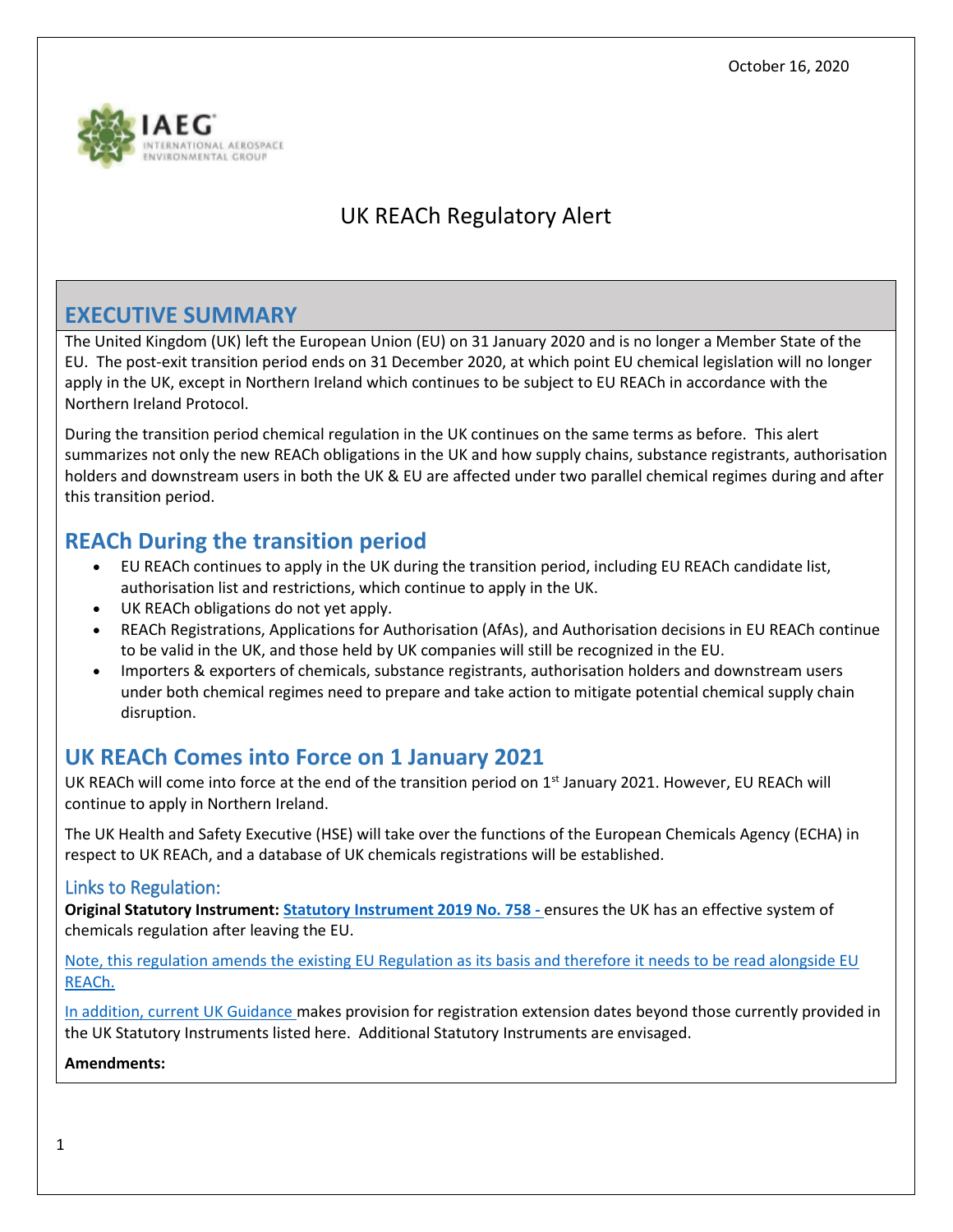October 16, 2020

# UK REACh Regulatory Alert

## EXECUTIVE SUMMARY

The United Kingdom (UK) left the European Union (EU) on 31 January 2020 and is no longer a Member State of the EU. The post-exit transition period ends on 31 December 2020, at which point EU chemical legislation will no longer apply in the UK, except in Northern Ireland which continues to be subject to EU REACh in accordance with the Northern Ireland Protocol.

During the transition period chemical regulation in the UK continues on the same terms as before. This alert summarizes not only the new REACh obligations in the UK and how supply chains, substance registrants, authorisation holders and downstream users in both the UK & EU are affected under two parallel chemical regimes during and after this transition period.

## REACh During the transition period

- EU REACh continues to apply in the UK during the transition period, including EU REACh candidate list, authorisation list and restrictions, which continue to apply in the UK.
- UK REACh obligations do not yet apply.
- REACh Registrations, Applications for Authorisation (AfAs), and Authorisation decisions in EU REACh continue to be valid in the UK, and those held by UK companies will still be recognized in the EU.
- Importers & exporters of chemicals, substance registrants, authorisation holders and downstream users under both chemical regimes need to prepare and take action to mitigate potential chemical supply chain disruption.

## UK REACh Comes into Force on 1 January 2021

UK REACh will come into force at the end of the transition period on 1st January 2021. However, EU REACh will continue to apply in Northern Ireland.

The UK Health and Safety Executive (HSE) will take over the functions of the European Chemicals Agency (ECHA) in respect to UK REACh, and a database of UK chemicals registrations will be established.

### Links to Regulation:

**Original Statutory Instrument:** **Statutory Instrument 2019 No. 758 -** ensures the UK has an effective system of chemicals regulation after leaving the EU.

Note, this regulation amends the existing EU Regulation as its basis and therefore it needs to be read alongside EU REACh.

In addition, current UK Guidance makes provision for registration extension dates beyond those currently provided in the UK Statutory Instruments listed here. Additional Statutory Instruments are envisaged.

**Amendments:**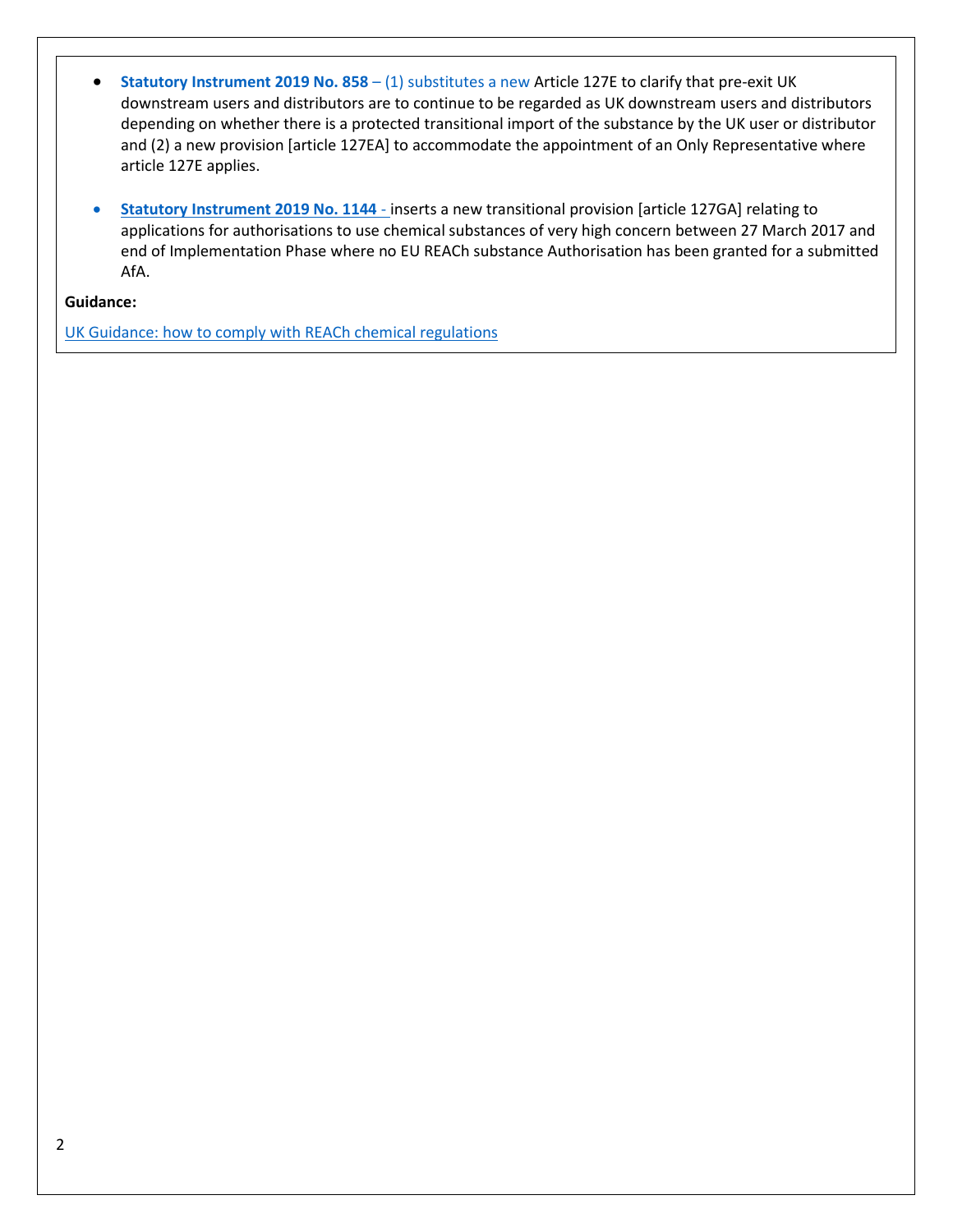- **Statutory Instrument 2019 No. 858** – (1) substitutes a new Article 127E to clarify that pre-exit UK downstream users and distributors are to continue to be regarded as UK downstream users and distributors depending on whether there is a protected transitional import of the substance by the UK user or distributor and (2) a new provision [article 127EA] to accommodate the appointment of an Only Representative where article 127E applies.

- **Statutory Instrument 2019 No. 1144** - inserts a new transitional provision [article 127GA] relating to applications for authorisations to use chemical substances of very high concern between 27 March 2017 and end of Implementation Phase where no EU REACh substance Authorisation has been granted for a submitted AfA.

**Guidance:**

UK Guidance: how to comply with REACh chemical regulations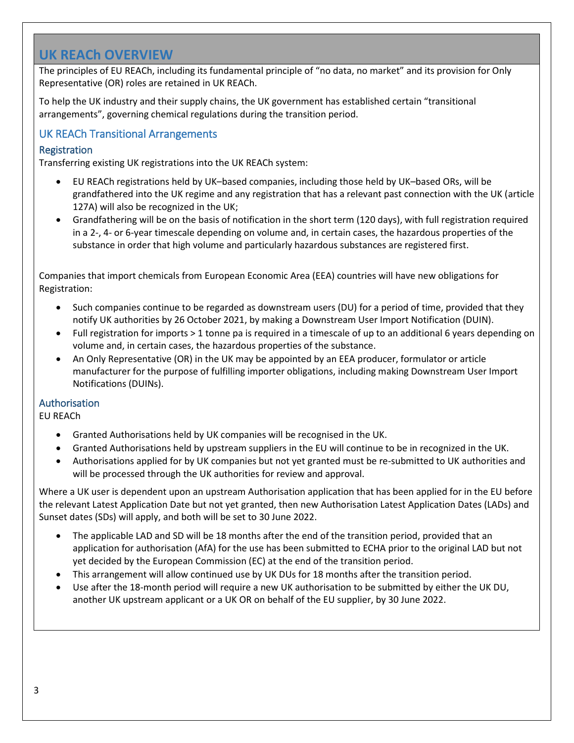# UK REACh OVERVIEW

The principles of EU REACh, including its fundamental principle of "no data, no market" and its provision for Only Representative (OR) roles are retained in UK REACh.

To help the UK industry and their supply chains, the UK government has established certain "transitional arrangements", governing chemical regulations during the transition period.

## UK REACh Transitional Arrangements

### Registration

Transferring existing UK registrations into the UK REACh system:

- EU REACh registrations held by UK–based companies, including those held by UK–based ORs, will be grandfathered into the UK regime and any registration that has a relevant past connection with the UK (article 127A) will also be recognized in the UK;
- Grandfathering will be on the basis of notification in the short term (120 days), with full registration required in a 2-, 4- or 6-year timescale depending on volume and, in certain cases, the hazardous properties of the substance in order that high volume and particularly hazardous substances are registered first.

Companies that import chemicals from European Economic Area (EEA) countries will have new obligations for Registration:

- Such companies continue to be regarded as downstream users (DU) for a period of time, provided that they notify UK authorities by 26 October 2021, by making a Downstream User Import Notification (DUIN).
- Full registration for imports > 1 tonne pa is required in a timescale of up to an additional 6 years depending on volume and, in certain cases, the hazardous properties of the substance.
- An Only Representative (OR) in the UK may be appointed by an EEA producer, formulator or article manufacturer for the purpose of fulfilling importer obligations, including making Downstream User Import Notifications (DUINs).

### Authorisation

EU REACh

- Granted Authorisations held by UK companies will be recognised in the UK.
- Granted Authorisations held by upstream suppliers in the EU will continue to be in recognized in the UK.
- Authorisations applied for by UK companies but not yet granted must be re-submitted to UK authorities and will be processed through the UK authorities for review and approval.

Where a UK user is dependent upon an upstream Authorisation application that has been applied for in the EU before the relevant Latest Application Date but not yet granted, then new Authorisation Latest Application Dates (LADs) and Sunset dates (SDs) will apply, and both will be set to 30 June 2022.

- The applicable LAD and SD will be 18 months after the end of the transition period, provided that an application for authorisation (AfA) for the use has been submitted to ECHA prior to the original LAD but not yet decided by the European Commission (EC) at the end of the transition period.
- This arrangement will allow continued use by UK DUs for 18 months after the transition period.
- Use after the 18-month period will require a new UK authorisation to be submitted by either the UK DU, another UK upstream applicant or a UK OR on behalf of the EU supplier, by 30 June 2022.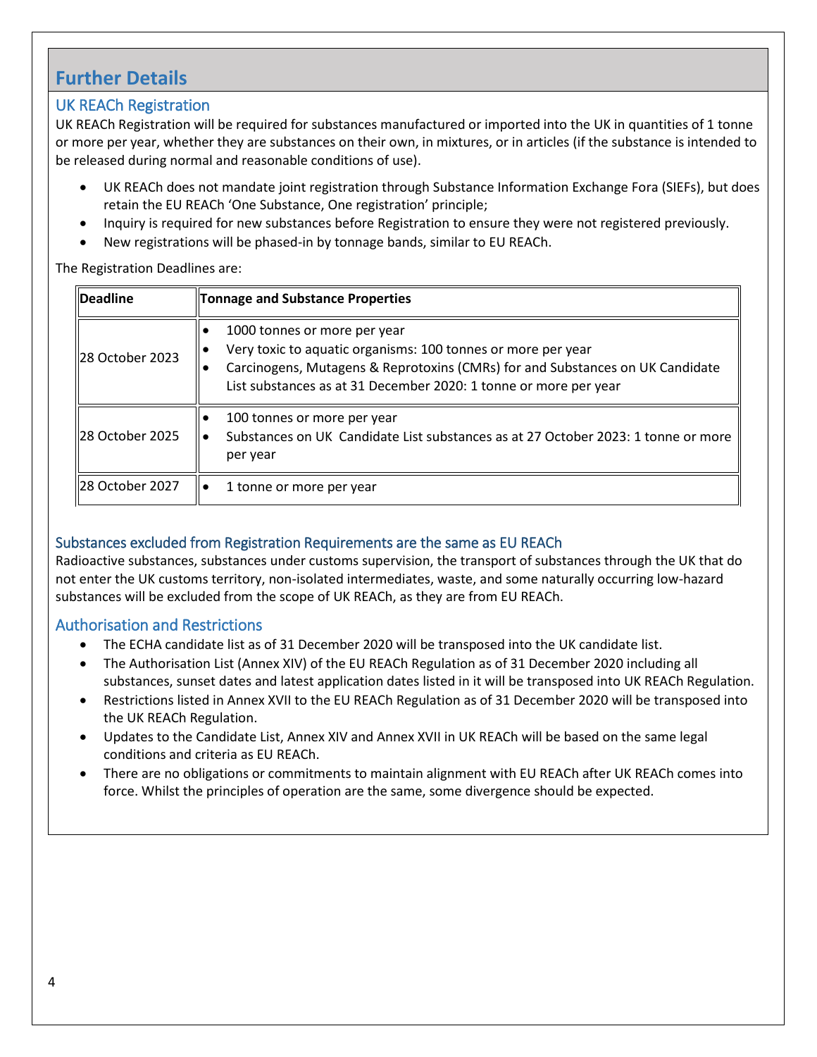# Further Details

## UK REACh Registration

UK REACh Registration will be required for substances manufactured or imported into the UK in quantities of 1 tonne or more per year, whether they are substances on their own, in mixtures, or in articles (if the substance is intended to be released during normal and reasonable conditions of use).

- UK REACh does not mandate joint registration through Substance Information Exchange Fora (SIEFs), but does retain the EU REACh 'One Substance, One registration' principle;
- Inquiry is required for new substances before Registration to ensure they were not registered previously.
- New registrations will be phased-in by tonnage bands, similar to EU REACh.

The Registration Deadlines are:

| Deadline | Tonnage and Substance Properties |
|---|---|
| 28 October 2023 | • 1000 tonnes or more per year<br>• Very toxic to aquatic organisms: 100 tonnes or more per year<br>• Carcinogens, Mutagens & Reprotoxins (CMRs) for and Substances on UK Candidate List substances as at 31 December 2020: 1 tonne or more per year |
| 28 October 2025 | • 100 tonnes or more per year<br>• Substances on UK Candidate List substances as at 27 October 2023: 1 tonne or more per year |
| 28 October 2027 | • 1 tonne or more per year |

## Substances excluded from Registration Requirements are the same as EU REACh

Radioactive substances, substances under customs supervision, the transport of substances through the UK that do not enter the UK customs territory, non-isolated intermediates, waste, and some naturally occurring low-hazard substances will be excluded from the scope of UK REACh, as they are from EU REACh.

## Authorisation and Restrictions

- The ECHA candidate list as of 31 December 2020 will be transposed into the UK candidate list.
- The Authorisation List (Annex XIV) of the EU REACh Regulation as of 31 December 2020 including all substances, sunset dates and latest application dates listed in it will be transposed into UK REACh Regulation.
- Restrictions listed in Annex XVII to the EU REACh Regulation as of 31 December 2020 will be transposed into the UK REACh Regulation.
- Updates to the Candidate List, Annex XIV and Annex XVII in UK REACh will be based on the same legal conditions and criteria as EU REACh.
- There are no obligations or commitments to maintain alignment with EU REACh after UK REACh comes into force. Whilst the principles of operation are the same, some divergence should be expected.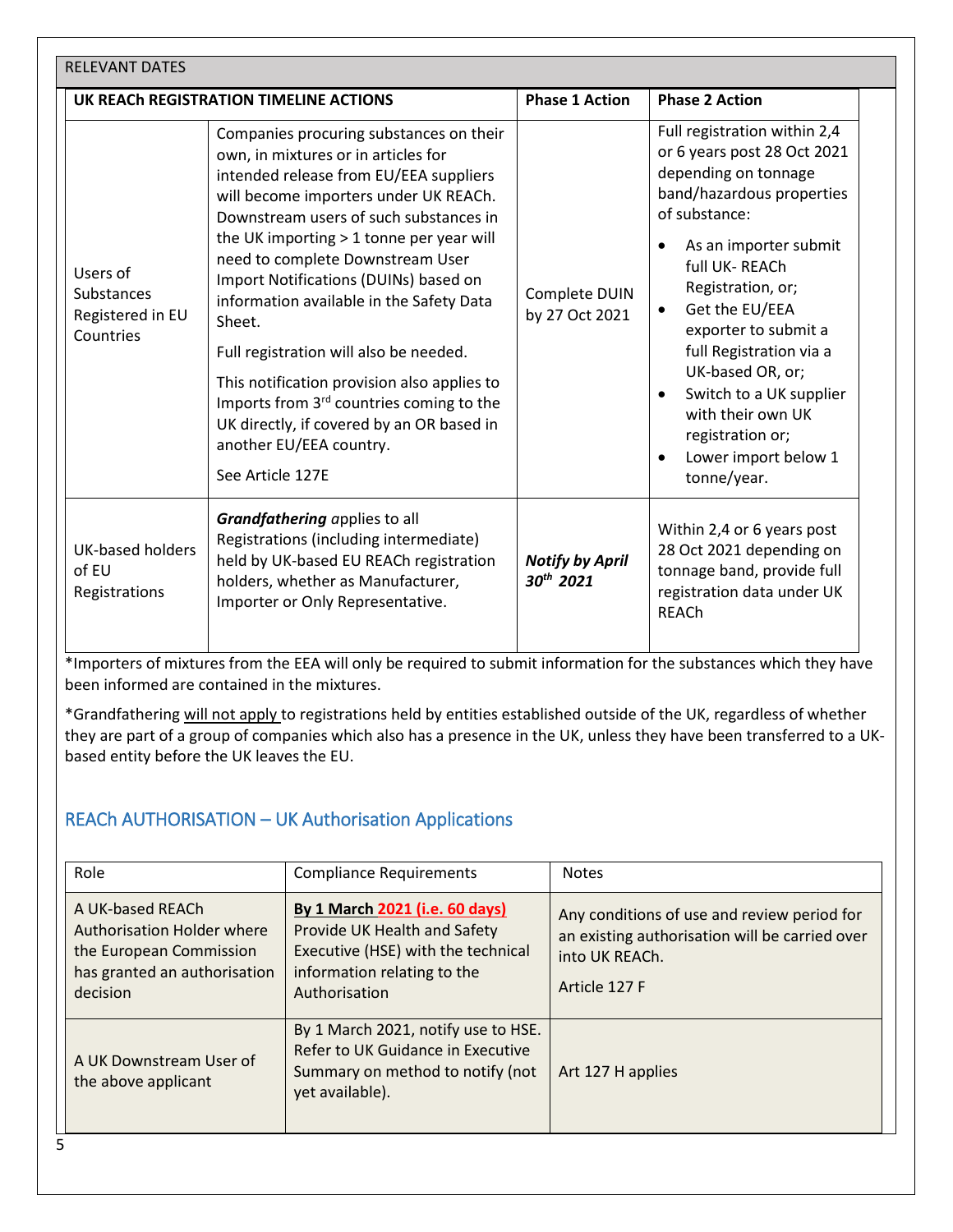RELEVANT DATES

| UK REACh REGISTRATION TIMELINE ACTIONS | | Phase 1 Action | Phase 2 Action |
|---|---|---|---|
| Users of Substances Registered in EU Countries | Companies procuring substances on their own, in mixtures or in articles for intended release from EU/EEA suppliers will become importers under UK REACh. Downstream users of such substances in the UK importing > 1 tonne per year will need to complete Downstream User Import Notifications (DUINs) based on information available in the Safety Data Sheet.<br><br>Full registration will also be needed.<br><br>This notification provision also applies to Imports from 3rd countries coming to the UK directly, if covered by an OR based in another EU/EEA country.<br><br>See Article 127E | Complete DUIN by 27 Oct 2021 | Full registration within 2,4 or 6 years post 28 Oct 2021 depending on tonnage band/hazardous properties of substance:<br>• As an importer submit full UK- REACh Registration, or;<br>• Get the EU/EEA exporter to submit a full Registration via a UK-based OR, or;<br>• Switch to a UK supplier with their own UK registration or;<br>• Lower import below 1 tonne/year. |
| UK-based holders of EU Registrations | ***Grandfathering*** *a*pplies to all Registrations (including intermediate) held by UK-based EU REACh registration holders, whether as Manufacturer, Importer or Only Representative. | ***Notify by April 30th 2021*** | Within 2,4 or 6 years post 28 Oct 2021 depending on tonnage band, provide full registration data under UK REACh |

*Importers of mixtures from the EEA will only be required to submit information for the substances which they have been informed are contained in the mixtures.

*Grandfathering will not apply to registrations held by entities established outside of the UK, regardless of whether they are part of a group of companies which also has a presence in the UK, unless they have been transferred to a UK-based entity before the UK leaves the EU.

## REACh AUTHORISATION – UK Authorisation Applications

| Role | Compliance Requirements | Notes |
|---|---|---|
| A UK-based REACh Authorisation Holder where the European Commission has granted an authorisation decision | **By 1 March 2021 (i.e. 60 days)** Provide UK Health and Safety Executive (HSE) with the technical information relating to the Authorisation | Any conditions of use and review period for an existing authorisation will be carried over into UK REACh.<br><br>Article 127 F |
| A UK Downstream User of the above applicant | By 1 March 2021, notify use to HSE. Refer to UK Guidance in Executive Summary on method to notify (not yet available). | Art 127 H applies |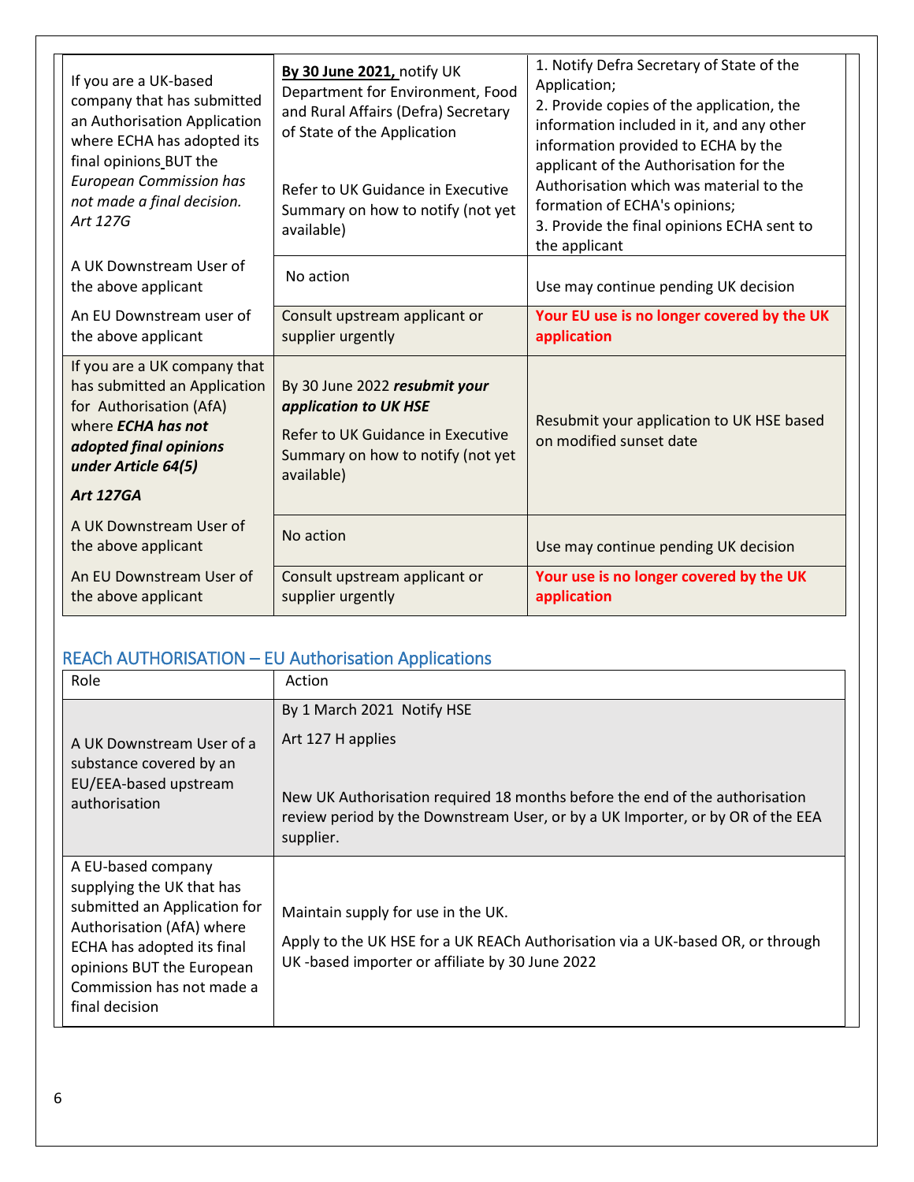| | | |
|---|---|---|
| If you are a UK-based company that has submitted an Authorisation Application where ECHA has adopted its final opinions BUT the *European Commission has not made a final decision. Art 127G* | **By 30 June 2021,** notify UK Department for Environment, Food and Rural Affairs (Defra) Secretary of State of the Application<br><br>Refer to UK Guidance in Executive Summary on how to notify (not yet available) | 1. Notify Defra Secretary of State of the Application;<br>2. Provide copies of the application, the information included in it, and any other information provided to ECHA by the applicant of the Authorisation for the Authorisation which was material to the formation of ECHA's opinions;<br>3. Provide the final opinions ECHA sent to the applicant |
| A UK Downstream User of the above applicant | No action | Use may continue pending UK decision |
| An EU Downstream user of the above applicant | Consult upstream applicant or supplier urgently | **Your EU use is no longer covered by the UK application** |
| If you are a UK company that has submitted an Application for Authorisation (AfA) where ***ECHA has not adopted final opinions under Article 64(5)***<br><br>***Art 127GA*** | By 30 June 2022 ***resubmit your application to UK HSE***<br><br>Refer to UK Guidance in Executive Summary on how to notify (not yet available) | Resubmit your application to UK HSE based on modified sunset date |
| A UK Downstream User of the above applicant | No action | Use may continue pending UK decision |
| An EU Downstream User of the above applicant | Consult upstream applicant or supplier urgently | **Your use is no longer covered by the UK application** |

## REACh AUTHORISATION – EU Authorisation Applications

| Role | Action |
|---|---|
| A UK Downstream User of a substance covered by an EU/EEA-based upstream authorisation | By 1 March 2021 Notify HSE<br><br>Art 127 H applies<br><br>New UK Authorisation required 18 months before the end of the authorisation review period by the Downstream User, or by a UK Importer, or by OR of the EEA supplier. |
| A EU-based company supplying the UK that has submitted an Application for Authorisation (AfA) where ECHA has adopted its final opinions BUT the European Commission has not made a final decision | Maintain supply for use in the UK.<br><br>Apply to the UK HSE for a UK REACh Authorisation via a UK-based OR, or through UK -based importer or affiliate by 30 June 2022 |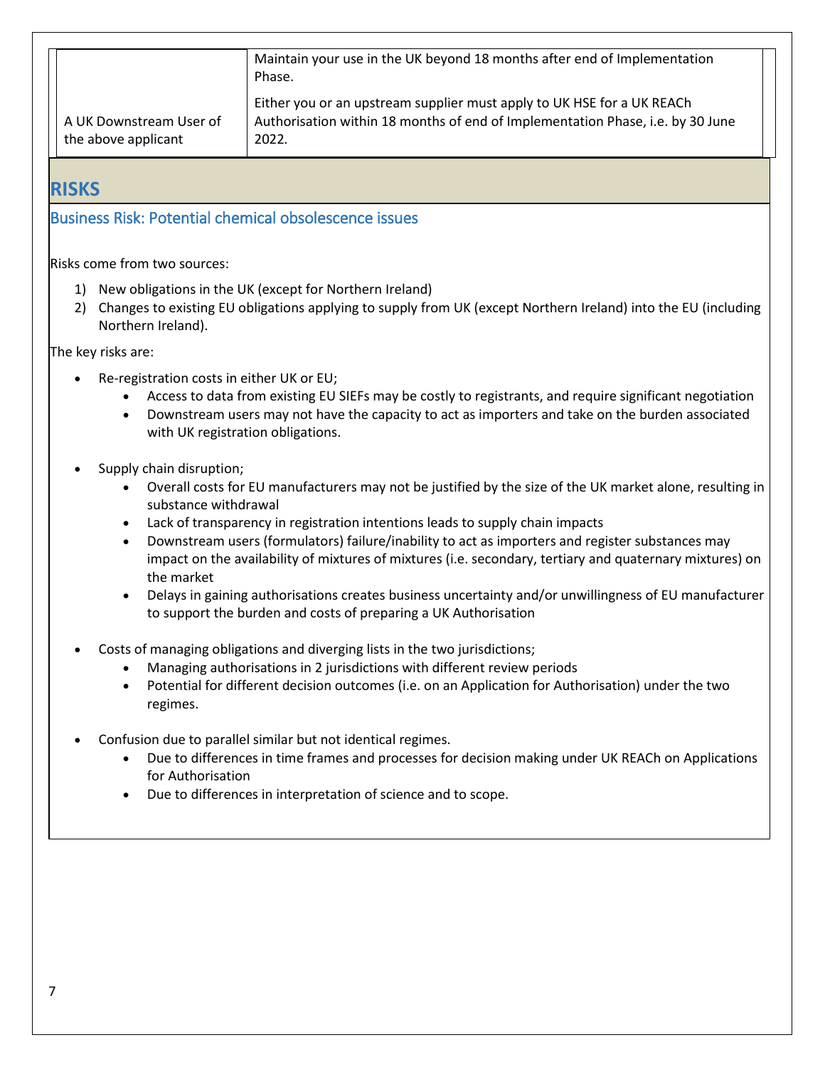| | |
|---|---|
| A UK Downstream User of the above applicant | Maintain your use in the UK beyond 18 months after end of Implementation Phase.<br><br>Either you or an upstream supplier must apply to UK HSE for a UK REACh Authorisation within 18 months of end of Implementation Phase, i.e. by 30 June 2022. |

## RISKS

### Business Risk: Potential chemical obsolescence issues

Risks come from two sources:

1) New obligations in the UK (except for Northern Ireland)
2) Changes to existing EU obligations applying to supply from UK (except Northern Ireland) into the EU (including Northern Ireland).

The key risks are:

- Re-registration costs in either UK or EU;
  - Access to data from existing EU SIEFs may be costly to registrants, and require significant negotiation
  - Downstream users may not have the capacity to act as importers and take on the burden associated with UK registration obligations.

- Supply chain disruption;
  - Overall costs for EU manufacturers may not be justified by the size of the UK market alone, resulting in substance withdrawal
  - Lack of transparency in registration intentions leads to supply chain impacts
  - Downstream users (formulators) failure/inability to act as importers and register substances may impact on the availability of mixtures of mixtures (i.e. secondary, tertiary and quaternary mixtures) on the market
  - Delays in gaining authorisations creates business uncertainty and/or unwillingness of EU manufacturer to support the burden and costs of preparing a UK Authorisation

- Costs of managing obligations and diverging lists in the two jurisdictions;
  - Managing authorisations in 2 jurisdictions with different review periods
  - Potential for different decision outcomes (i.e. on an Application for Authorisation) under the two regimes.

- Confusion due to parallel similar but not identical regimes.
  - Due to differences in time frames and processes for decision making under UK REACh on Applications for Authorisation
  - Due to differences in interpretation of science and to scope.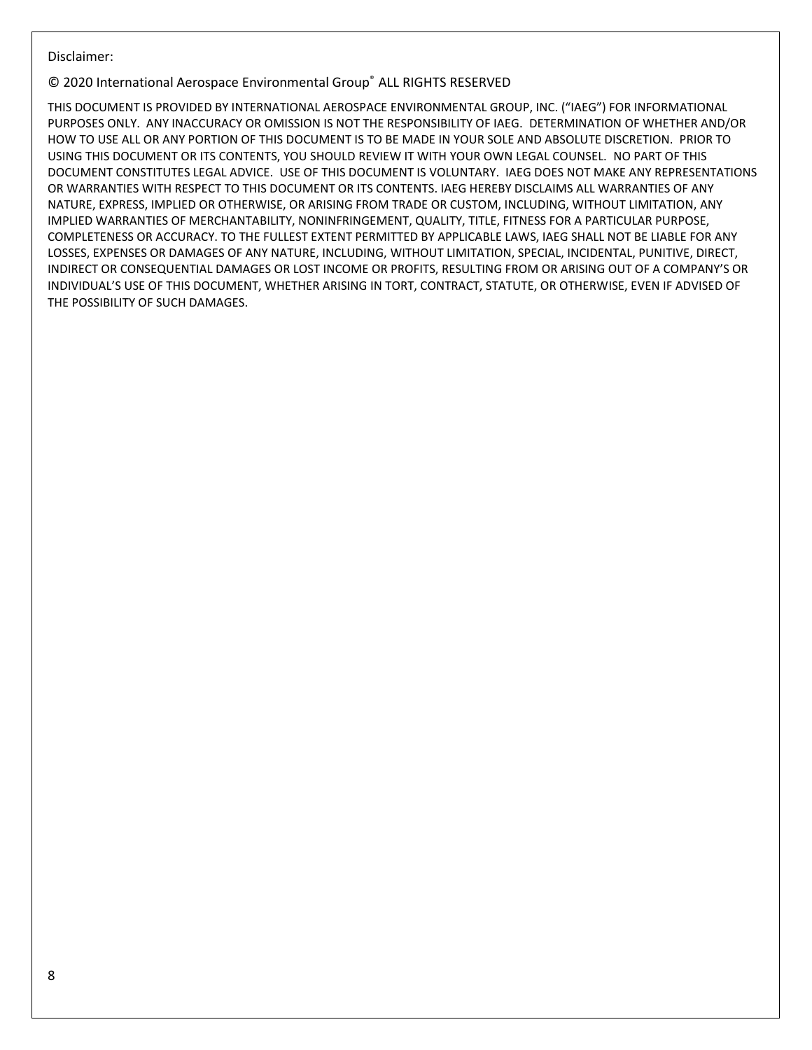Disclaimer:

© 2020 International Aerospace Environmental Group® ALL RIGHTS RESERVED

THIS DOCUMENT IS PROVIDED BY INTERNATIONAL AEROSPACE ENVIRONMENTAL GROUP, INC. ("IAEG") FOR INFORMATIONAL PURPOSES ONLY. ANY INACCURACY OR OMISSION IS NOT THE RESPONSIBILITY OF IAEG. DETERMINATION OF WHETHER AND/OR HOW TO USE ALL OR ANY PORTION OF THIS DOCUMENT IS TO BE MADE IN YOUR SOLE AND ABSOLUTE DISCRETION. PRIOR TO USING THIS DOCUMENT OR ITS CONTENTS, YOU SHOULD REVIEW IT WITH YOUR OWN LEGAL COUNSEL. NO PART OF THIS DOCUMENT CONSTITUTES LEGAL ADVICE. USE OF THIS DOCUMENT IS VOLUNTARY. IAEG DOES NOT MAKE ANY REPRESENTATIONS OR WARRANTIES WITH RESPECT TO THIS DOCUMENT OR ITS CONTENTS. IAEG HEREBY DISCLAIMS ALL WARRANTIES OF ANY NATURE, EXPRESS, IMPLIED OR OTHERWISE, OR ARISING FROM TRADE OR CUSTOM, INCLUDING, WITHOUT LIMITATION, ANY IMPLIED WARRANTIES OF MERCHANTABILITY, NONINFRINGEMENT, QUALITY, TITLE, FITNESS FOR A PARTICULAR PURPOSE, COMPLETENESS OR ACCURACY. TO THE FULLEST EXTENT PERMITTED BY APPLICABLE LAWS, IAEG SHALL NOT BE LIABLE FOR ANY LOSSES, EXPENSES OR DAMAGES OF ANY NATURE, INCLUDING, WITHOUT LIMITATION, SPECIAL, INCIDENTAL, PUNITIVE, DIRECT, INDIRECT OR CONSEQUENTIAL DAMAGES OR LOST INCOME OR PROFITS, RESULTING FROM OR ARISING OUT OF A COMPANY'S OR INDIVIDUAL'S USE OF THIS DOCUMENT, WHETHER ARISING IN TORT, CONTRACT, STATUTE, OR OTHERWISE, EVEN IF ADVISED OF THE POSSIBILITY OF SUCH DAMAGES.